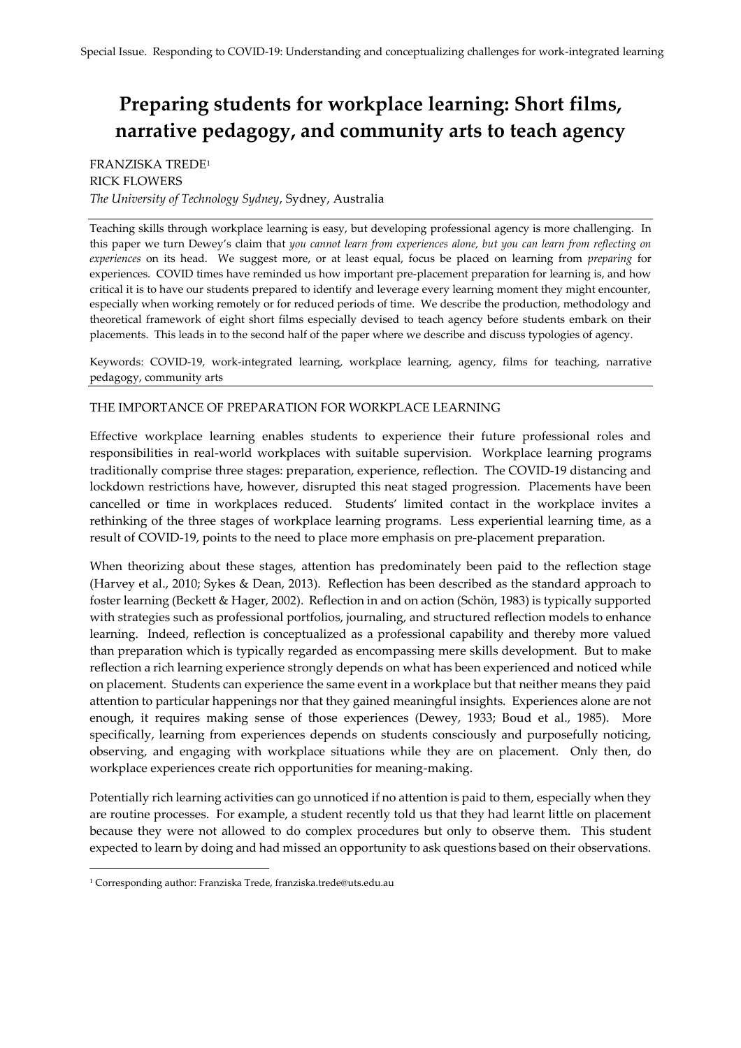# Preparing students for workplace learning: Short films, narrative pedagogy, and community arts to teach agency

FRANZISKA TREDE[1]
RICK FLOWERS
*The University of Technology Sydney*, Sydney, Australia

Teaching skills through workplace learning is easy, but developing professional agency is more challenging. In this paper we turn Dewey's claim that *you cannot learn from experiences alone, but you can learn from reflecting on experiences* on its head. We suggest more, or at least equal, focus be placed on learning from *preparing* for experiences. COVID times have reminded us how important pre-placement preparation for learning is, and how critical it is to have our students prepared to identify and leverage every learning moment they might encounter, especially when working remotely or for reduced periods of time. We describe the production, methodology and theoretical framework of eight short films especially devised to teach agency before students embark on their placements. This leads in to the second half of the paper where we describe and discuss typologies of agency.

Keywords: COVID-19, work-integrated learning, workplace learning, agency, films for teaching, narrative pedagogy, community arts

## THE IMPORTANCE OF PREPARATION FOR WORKPLACE LEARNING

Effective workplace learning enables students to experience their future professional roles and responsibilities in real-world workplaces with suitable supervision. Workplace learning programs traditionally comprise three stages: preparation, experience, reflection. The COVID-19 distancing and lockdown restrictions have, however, disrupted this neat staged progression. Placements have been cancelled or time in workplaces reduced. Students' limited contact in the workplace invites a rethinking of the three stages of workplace learning programs. Less experiential learning time, as a result of COVID-19, points to the need to place more emphasis on pre-placement preparation.

When theorizing about these stages, attention has predominately been paid to the reflection stage (Harvey et al., 2010; Sykes & Dean, 2013). Reflection has been described as the standard approach to foster learning (Beckett & Hager, 2002). Reflection in and on action (Schön, 1983) is typically supported with strategies such as professional portfolios, journaling, and structured reflection models to enhance learning. Indeed, reflection is conceptualized as a professional capability and thereby more valued than preparation which is typically regarded as encompassing mere skills development. But to make reflection a rich learning experience strongly depends on what has been experienced and noticed while on placement. Students can experience the same event in a workplace but that neither means they paid attention to particular happenings nor that they gained meaningful insights. Experiences alone are not enough, it requires making sense of those experiences (Dewey, 1933; Boud et al., 1985). More specifically, learning from experiences depends on students consciously and purposefully noticing, observing, and engaging with workplace situations while they are on placement. Only then, do workplace experiences create rich opportunities for meaning-making.

Potentially rich learning activities can go unnoticed if no attention is paid to them, especially when they are routine processes. For example, a student recently told us that they had learnt little on placement because they were not allowed to do complex procedures but only to observe them. This student expected to learn by doing and had missed an opportunity to ask questions based on their observations.

[1] Corresponding author: Franziska Trede, franziska.trede@uts.edu.au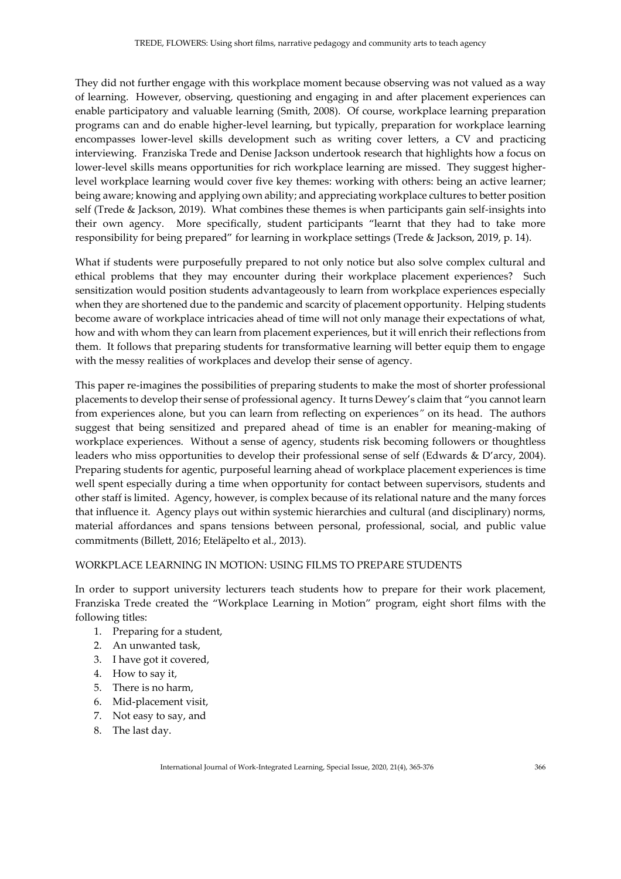They did not further engage with this workplace moment because observing was not valued as a way of learning. However, observing, questioning and engaging in and after placement experiences can enable participatory and valuable learning (Smith, 2008). Of course, workplace learning preparation programs can and do enable higher-level learning, but typically, preparation for workplace learning encompasses lower-level skills development such as writing cover letters, a CV and practicing interviewing. Franziska Trede and Denise Jackson undertook research that highlights how a focus on lower-level skills means opportunities for rich workplace learning are missed. They suggest higher-level workplace learning would cover five key themes: working with others: being an active learner; being aware; knowing and applying own ability; and appreciating workplace cultures to better position self (Trede & Jackson, 2019). What combines these themes is when participants gain self-insights into their own agency. More specifically, student participants "learnt that they had to take more responsibility for being prepared" for learning in workplace settings (Trede & Jackson, 2019, p. 14).

What if students were purposefully prepared to not only notice but also solve complex cultural and ethical problems that they may encounter during their workplace placement experiences? Such sensitization would position students advantageously to learn from workplace experiences especially when they are shortened due to the pandemic and scarcity of placement opportunity. Helping students become aware of workplace intricacies ahead of time will not only manage their expectations of what, how and with whom they can learn from placement experiences, but it will enrich their reflections from them. It follows that preparing students for transformative learning will better equip them to engage with the messy realities of workplaces and develop their sense of agency.

This paper re-imagines the possibilities of preparing students to make the most of shorter professional placements to develop their sense of professional agency. It turns Dewey's claim that "you cannot learn from experiences alone, but you can learn from reflecting on experiences" on its head. The authors suggest that being sensitized and prepared ahead of time is an enabler for meaning-making of workplace experiences. Without a sense of agency, students risk becoming followers or thoughtless leaders who miss opportunities to develop their professional sense of self (Edwards & D'arcy, 2004). Preparing students for agentic, purposeful learning ahead of workplace placement experiences is time well spent especially during a time when opportunity for contact between supervisors, students and other staff is limited. Agency, however, is complex because of its relational nature and the many forces that influence it. Agency plays out within systemic hierarchies and cultural (and disciplinary) norms, material affordances and spans tensions between personal, professional, social, and public value commitments (Billett, 2016; Eteläpelto et al., 2013).

## WORKPLACE LEARNING IN MOTION: USING FILMS TO PREPARE STUDENTS

In order to support university lecturers teach students how to prepare for their work placement, Franziska Trede created the "Workplace Learning in Motion" program, eight short films with the following titles:

1. Preparing for a student,
2. An unwanted task,
3. I have got it covered,
4. How to say it,
5. There is no harm,
6. Mid-placement visit,
7. Not easy to say, and
8. The last day.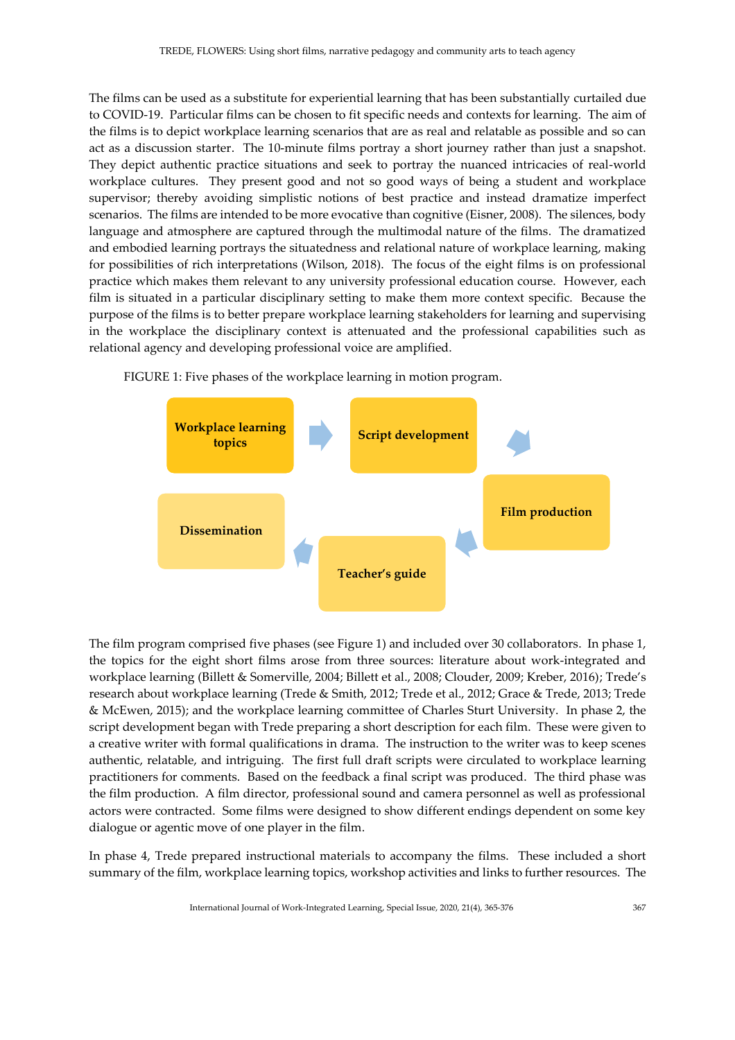The films can be used as a substitute for experiential learning that has been substantially curtailed due to COVID-19. Particular films can be chosen to fit specific needs and contexts for learning. The aim of the films is to depict workplace learning scenarios that are as real and relatable as possible and so can act as a discussion starter. The 10-minute films portray a short journey rather than just a snapshot. They depict authentic practice situations and seek to portray the nuanced intricacies of real-world workplace cultures. They present good and not so good ways of being a student and workplace supervisor; thereby avoiding simplistic notions of best practice and instead dramatize imperfect scenarios. The films are intended to be more evocative than cognitive (Eisner, 2008). The silences, body language and atmosphere are captured through the multimodal nature of the films. The dramatized and embodied learning portrays the situatedness and relational nature of workplace learning, making for possibilities of rich interpretations (Wilson, 2018). The focus of the eight films is on professional practice which makes them relevant to any university professional education course. However, each film is situated in a particular disciplinary setting to make them more context specific. Because the purpose of the films is to better prepare workplace learning stakeholders for learning and supervising in the workplace the disciplinary context is attenuated and the professional capabilities such as relational agency and developing professional voice are amplified.

FIGURE 1: Five phases of the workplace learning in motion program.

Workplace learning topics → Script development → Film production → Teacher's guide → Dissemination

The film program comprised five phases (see Figure 1) and included over 30 collaborators. In phase 1, the topics for the eight short films arose from three sources: literature about work-integrated and workplace learning (Billett & Somerville, 2004; Billett et al., 2008; Clouder, 2009; Kreber, 2016); Trede's research about workplace learning (Trede & Smith, 2012; Trede et al., 2012; Grace & Trede, 2013; Trede & McEwen, 2015); and the workplace learning committee of Charles Sturt University. In phase 2, the script development began with Trede preparing a short description for each film. These were given to a creative writer with formal qualifications in drama. The instruction to the writer was to keep scenes authentic, relatable, and intriguing. The first full draft scripts were circulated to workplace learning practitioners for comments. Based on the feedback a final script was produced. The third phase was the film production. A film director, professional sound and camera personnel as well as professional actors were contracted. Some films were designed to show different endings dependent on some key dialogue or agentic move of one player in the film.

In phase 4, Trede prepared instructional materials to accompany the films. These included a short summary of the film, workplace learning topics, workshop activities and links to further resources. The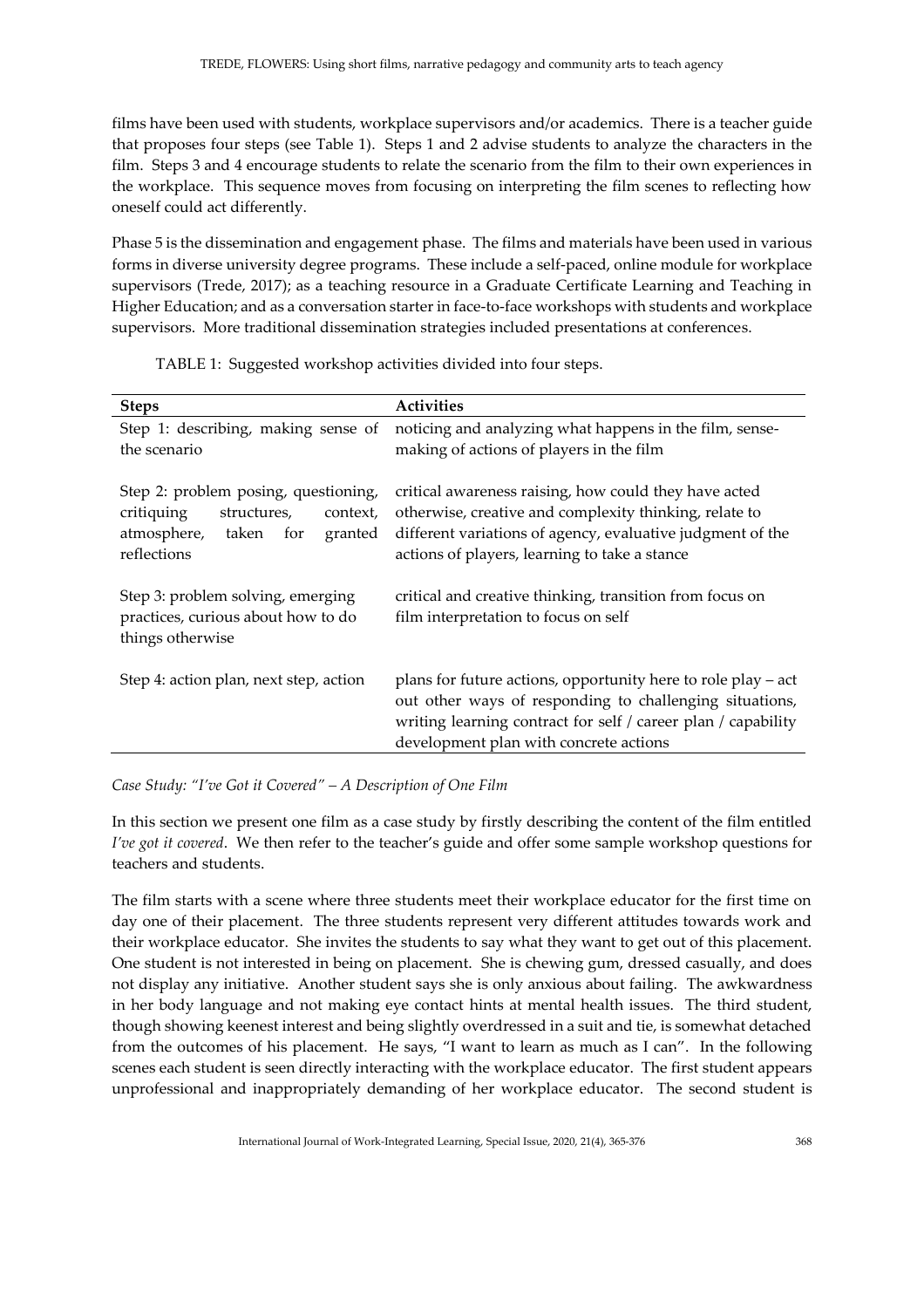films have been used with students, workplace supervisors and/or academics. There is a teacher guide that proposes four steps (see Table 1). Steps 1 and 2 advise students to analyze the characters in the film. Steps 3 and 4 encourage students to relate the scenario from the film to their own experiences in the workplace. This sequence moves from focusing on interpreting the film scenes to reflecting how oneself could act differently.

Phase 5 is the dissemination and engagement phase. The films and materials have been used in various forms in diverse university degree programs. These include a self-paced, online module for workplace supervisors (Trede, 2017); as a teaching resource in a Graduate Certificate Learning and Teaching in Higher Education; and as a conversation starter in face-to-face workshops with students and workplace supervisors. More traditional dissemination strategies included presentations at conferences.

TABLE 1: Suggested workshop activities divided into four steps.

| Steps | Activities |
|---|---|
| Step 1: describing, making sense of the scenario | noticing and analyzing what happens in the film, sense-making of actions of players in the film |
| Step 2: problem posing, questioning, critiquing structures, context, atmosphere, taken for granted reflections | critical awareness raising, how could they have acted otherwise, creative and complexity thinking, relate to different variations of agency, evaluative judgment of the actions of players, learning to take a stance |
| Step 3: problem solving, emerging practices, curious about how to do things otherwise | critical and creative thinking, transition from focus on film interpretation to focus on self |
| Step 4: action plan, next step, action | plans for future actions, opportunity here to role play – act out other ways of responding to challenging situations, writing learning contract for self / career plan / capability development plan with concrete actions |

*Case Study: "I've Got it Covered" – A Description of One Film*

In this section we present one film as a case study by firstly describing the content of the film entitled *I've got it covered*. We then refer to the teacher's guide and offer some sample workshop questions for teachers and students.

The film starts with a scene where three students meet their workplace educator for the first time on day one of their placement. The three students represent very different attitudes towards work and their workplace educator. She invites the students to say what they want to get out of this placement. One student is not interested in being on placement. She is chewing gum, dressed casually, and does not display any initiative. Another student says she is only anxious about failing. The awkwardness in her body language and not making eye contact hints at mental health issues. The third student, though showing keenest interest and being slightly overdressed in a suit and tie, is somewhat detached from the outcomes of his placement. He says, "I want to learn as much as I can". In the following scenes each student is seen directly interacting with the workplace educator. The first student appears unprofessional and inappropriately demanding of her workplace educator. The second student is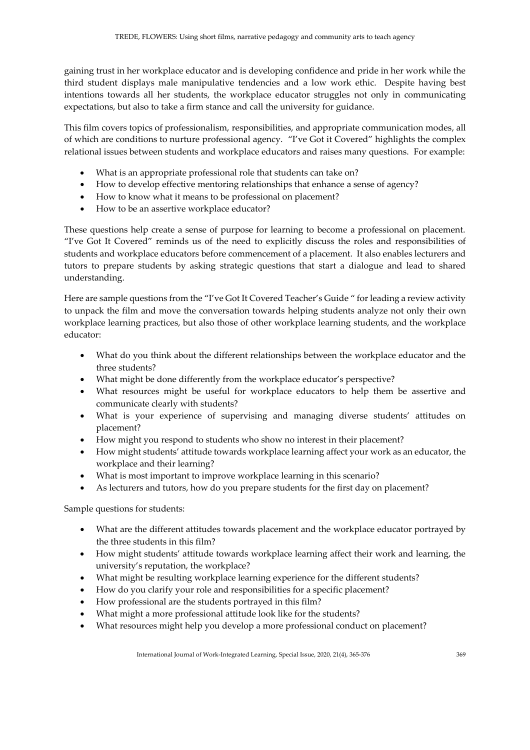gaining trust in her workplace educator and is developing confidence and pride in her work while the third student displays male manipulative tendencies and a low work ethic. Despite having best intentions towards all her students, the workplace educator struggles not only in communicating expectations, but also to take a firm stance and call the university for guidance.

This film covers topics of professionalism, responsibilities, and appropriate communication modes, all of which are conditions to nurture professional agency. "I've Got it Covered" highlights the complex relational issues between students and workplace educators and raises many questions. For example:

- What is an appropriate professional role that students can take on?
- How to develop effective mentoring relationships that enhance a sense of agency?
- How to know what it means to be professional on placement?
- How to be an assertive workplace educator?

These questions help create a sense of purpose for learning to become a professional on placement. "I've Got It Covered" reminds us of the need to explicitly discuss the roles and responsibilities of students and workplace educators before commencement of a placement. It also enables lecturers and tutors to prepare students by asking strategic questions that start a dialogue and lead to shared understanding.

Here are sample questions from the "I've Got It Covered Teacher's Guide " for leading a review activity to unpack the film and move the conversation towards helping students analyze not only their own workplace learning practices, but also those of other workplace learning students, and the workplace educator:

- What do you think about the different relationships between the workplace educator and the three students?
- What might be done differently from the workplace educator's perspective?
- What resources might be useful for workplace educators to help them be assertive and communicate clearly with students?
- What is your experience of supervising and managing diverse students' attitudes on placement?
- How might you respond to students who show no interest in their placement?
- How might students' attitude towards workplace learning affect your work as an educator, the workplace and their learning?
- What is most important to improve workplace learning in this scenario?
- As lecturers and tutors, how do you prepare students for the first day on placement?

Sample questions for students:

- What are the different attitudes towards placement and the workplace educator portrayed by the three students in this film?
- How might students' attitude towards workplace learning affect their work and learning, the university's reputation, the workplace?
- What might be resulting workplace learning experience for the different students?
- How do you clarify your role and responsibilities for a specific placement?
- How professional are the students portrayed in this film?
- What might a more professional attitude look like for the students?
- What resources might help you develop a more professional conduct on placement?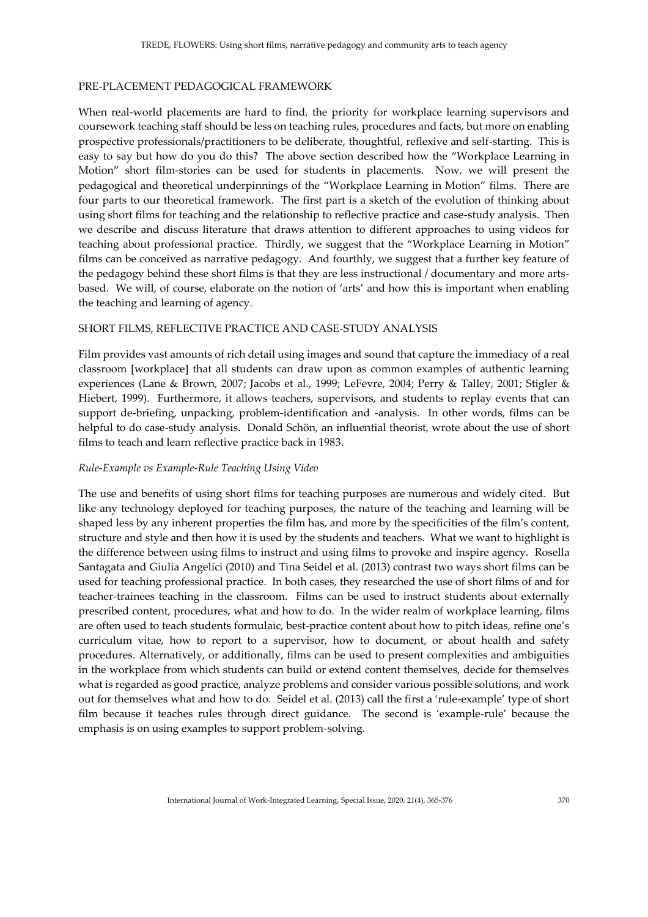## PRE-PLACEMENT PEDAGOGICAL FRAMEWORK

When real-world placements are hard to find, the priority for workplace learning supervisors and coursework teaching staff should be less on teaching rules, procedures and facts, but more on enabling prospective professionals/practitioners to be deliberate, thoughtful, reflexive and self-starting. This is easy to say but how do you do this? The above section described how the "Workplace Learning in Motion" short film-stories can be used for students in placements. Now, we will present the pedagogical and theoretical underpinnings of the "Workplace Learning in Motion" films. There are four parts to our theoretical framework. The first part is a sketch of the evolution of thinking about using short films for teaching and the relationship to reflective practice and case-study analysis. Then we describe and discuss literature that draws attention to different approaches to using videos for teaching about professional practice. Thirdly, we suggest that the "Workplace Learning in Motion" films can be conceived as narrative pedagogy. And fourthly, we suggest that a further key feature of the pedagogy behind these short films is that they are less instructional / documentary and more arts-based. We will, of course, elaborate on the notion of 'arts' and how this is important when enabling the teaching and learning of agency.

## SHORT FILMS, REFLECTIVE PRACTICE AND CASE-STUDY ANALYSIS

Film provides vast amounts of rich detail using images and sound that capture the immediacy of a real classroom [workplace] that all students can draw upon as common examples of authentic learning experiences (Lane & Brown, 2007; Jacobs et al., 1999; LeFevre, 2004; Perry & Talley, 2001; Stigler & Hiebert, 1999). Furthermore, it allows teachers, supervisors, and students to replay events that can support de-briefing, unpacking, problem-identification and -analysis. In other words, films can be helpful to do case-study analysis. Donald Schön, an influential theorist, wrote about the use of short films to teach and learn reflective practice back in 1983.

### *Rule-Example vs Example-Rule Teaching Using Video*

The use and benefits of using short films for teaching purposes are numerous and widely cited. But like any technology deployed for teaching purposes, the nature of the teaching and learning will be shaped less by any inherent properties the film has, and more by the specificities of the film's content, structure and style and then how it is used by the students and teachers. What we want to highlight is the difference between using films to instruct and using films to provoke and inspire agency. Rosella Santagata and Giulia Angelici (2010) and Tina Seidel et al. (2013) contrast two ways short films can be used for teaching professional practice. In both cases, they researched the use of short films of and for teacher-trainees teaching in the classroom. Films can be used to instruct students about externally prescribed content, procedures, what and how to do. In the wider realm of workplace learning, films are often used to teach students formulaic, best-practice content about how to pitch ideas, refine one's curriculum vitae, how to report to a supervisor, how to document, or about health and safety procedures. Alternatively, or additionally, films can be used to present complexities and ambiguities in the workplace from which students can build or extend content themselves, decide for themselves what is regarded as good practice, analyze problems and consider various possible solutions, and work out for themselves what and how to do. Seidel et al. (2013) call the first a 'rule-example' type of short film because it teaches rules through direct guidance. The second is 'example-rule' because the emphasis is on using examples to support problem-solving.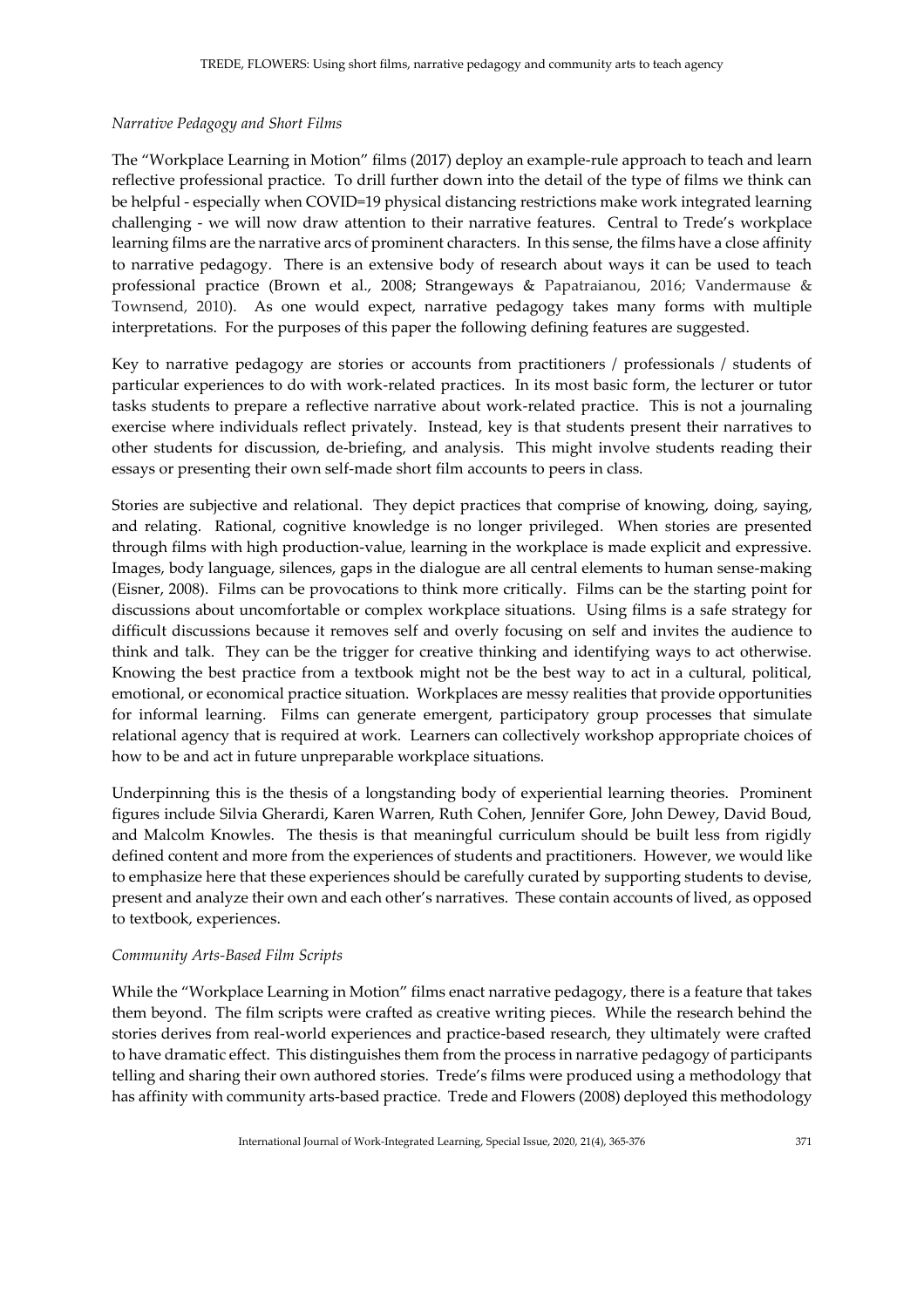*Narrative Pedagogy and Short Films*

The "Workplace Learning in Motion" films (2017) deploy an example-rule approach to teach and learn reflective professional practice. To drill further down into the detail of the type of films we think can be helpful - especially when COVID=19 physical distancing restrictions make work integrated learning challenging - we will now draw attention to their narrative features. Central to Trede's workplace learning films are the narrative arcs of prominent characters. In this sense, the films have a close affinity to narrative pedagogy. There is an extensive body of research about ways it can be used to teach professional practice (Brown et al., 2008; Strangeways & Papatraianou, 2016; Vandermause & Townsend, 2010). As one would expect, narrative pedagogy takes many forms with multiple interpretations. For the purposes of this paper the following defining features are suggested.

Key to narrative pedagogy are stories or accounts from practitioners / professionals / students of particular experiences to do with work-related practices. In its most basic form, the lecturer or tutor tasks students to prepare a reflective narrative about work-related practice. This is not a journaling exercise where individuals reflect privately. Instead, key is that students present their narratives to other students for discussion, de-briefing, and analysis. This might involve students reading their essays or presenting their own self-made short film accounts to peers in class.

Stories are subjective and relational. They depict practices that comprise of knowing, doing, saying, and relating. Rational, cognitive knowledge is no longer privileged. When stories are presented through films with high production-value, learning in the workplace is made explicit and expressive. Images, body language, silences, gaps in the dialogue are all central elements to human sense-making (Eisner, 2008). Films can be provocations to think more critically. Films can be the starting point for discussions about uncomfortable or complex workplace situations. Using films is a safe strategy for difficult discussions because it removes self and overly focusing on self and invites the audience to think and talk. They can be the trigger for creative thinking and identifying ways to act otherwise. Knowing the best practice from a textbook might not be the best way to act in a cultural, political, emotional, or economical practice situation. Workplaces are messy realities that provide opportunities for informal learning. Films can generate emergent, participatory group processes that simulate relational agency that is required at work. Learners can collectively workshop appropriate choices of how to be and act in future unpreparable workplace situations.

Underpinning this is the thesis of a longstanding body of experiential learning theories. Prominent figures include Silvia Gherardi, Karen Warren, Ruth Cohen, Jennifer Gore, John Dewey, David Boud, and Malcolm Knowles. The thesis is that meaningful curriculum should be built less from rigidly defined content and more from the experiences of students and practitioners. However, we would like to emphasize here that these experiences should be carefully curated by supporting students to devise, present and analyze their own and each other's narratives. These contain accounts of lived, as opposed to textbook, experiences.

*Community Arts-Based Film Scripts*

While the "Workplace Learning in Motion" films enact narrative pedagogy, there is a feature that takes them beyond. The film scripts were crafted as creative writing pieces. While the research behind the stories derives from real-world experiences and practice-based research, they ultimately were crafted to have dramatic effect. This distinguishes them from the process in narrative pedagogy of participants telling and sharing their own authored stories. Trede's films were produced using a methodology that has affinity with community arts-based practice. Trede and Flowers (2008) deployed this methodology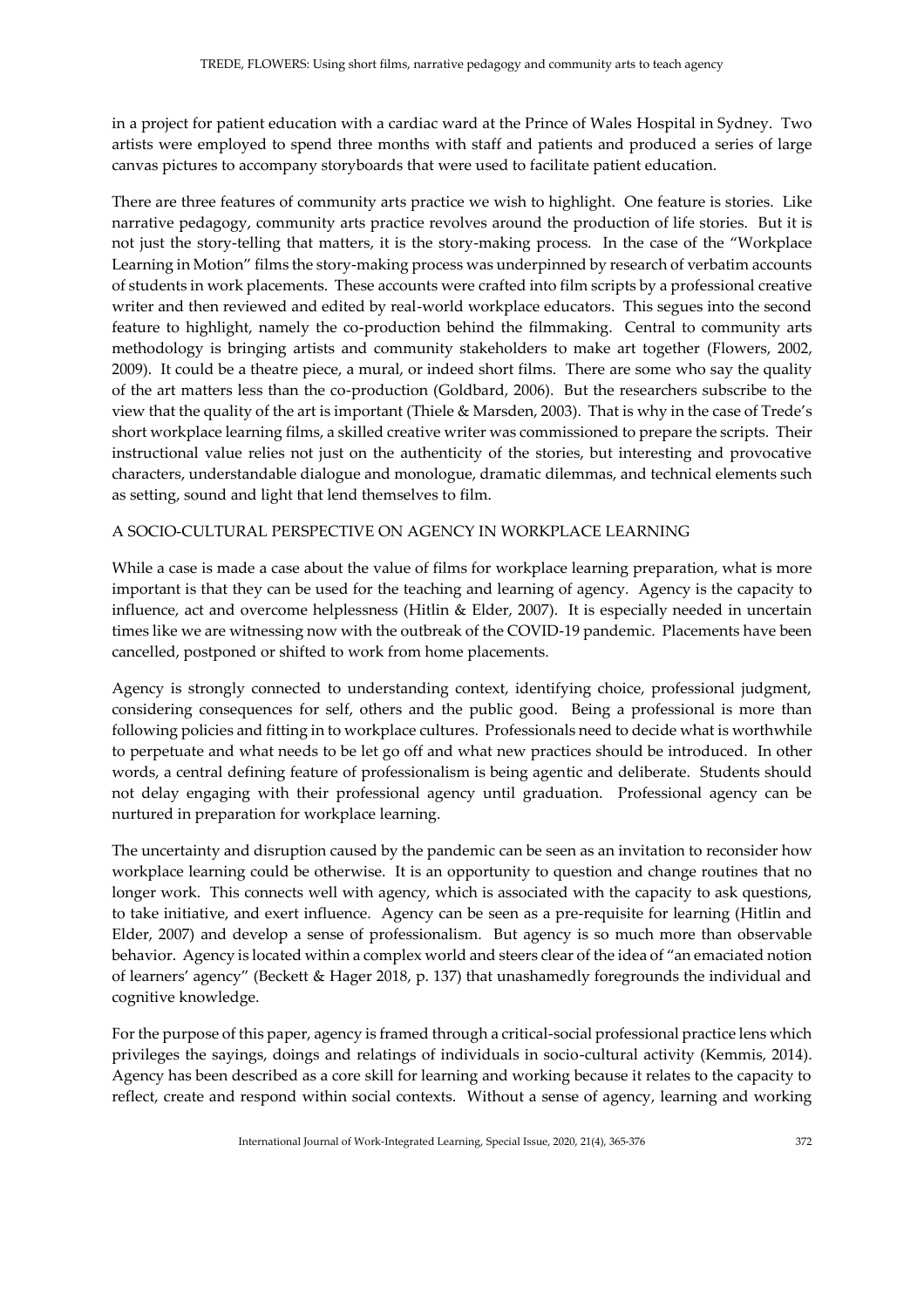in a project for patient education with a cardiac ward at the Prince of Wales Hospital in Sydney. Two artists were employed to spend three months with staff and patients and produced a series of large canvas pictures to accompany storyboards that were used to facilitate patient education.

There are three features of community arts practice we wish to highlight. One feature is stories. Like narrative pedagogy, community arts practice revolves around the production of life stories. But it is not just the story-telling that matters, it is the story-making process. In the case of the "Workplace Learning in Motion" films the story-making process was underpinned by research of verbatim accounts of students in work placements. These accounts were crafted into film scripts by a professional creative writer and then reviewed and edited by real-world workplace educators. This segues into the second feature to highlight, namely the co-production behind the filmmaking. Central to community arts methodology is bringing artists and community stakeholders to make art together (Flowers, 2002, 2009). It could be a theatre piece, a mural, or indeed short films. There are some who say the quality of the art matters less than the co-production (Goldbard, 2006). But the researchers subscribe to the view that the quality of the art is important (Thiele & Marsden, 2003). That is why in the case of Trede's short workplace learning films, a skilled creative writer was commissioned to prepare the scripts. Their instructional value relies not just on the authenticity of the stories, but interesting and provocative characters, understandable dialogue and monologue, dramatic dilemmas, and technical elements such as setting, sound and light that lend themselves to film.

## A SOCIO-CULTURAL PERSPECTIVE ON AGENCY IN WORKPLACE LEARNING

While a case is made a case about the value of films for workplace learning preparation, what is more important is that they can be used for the teaching and learning of agency. Agency is the capacity to influence, act and overcome helplessness (Hitlin & Elder, 2007). It is especially needed in uncertain times like we are witnessing now with the outbreak of the COVID-19 pandemic. Placements have been cancelled, postponed or shifted to work from home placements.

Agency is strongly connected to understanding context, identifying choice, professional judgment, considering consequences for self, others and the public good. Being a professional is more than following policies and fitting in to workplace cultures. Professionals need to decide what is worthwhile to perpetuate and what needs to be let go off and what new practices should be introduced. In other words, a central defining feature of professionalism is being agentic and deliberate. Students should not delay engaging with their professional agency until graduation. Professional agency can be nurtured in preparation for workplace learning.

The uncertainty and disruption caused by the pandemic can be seen as an invitation to reconsider how workplace learning could be otherwise. It is an opportunity to question and change routines that no longer work. This connects well with agency, which is associated with the capacity to ask questions, to take initiative, and exert influence. Agency can be seen as a pre-requisite for learning (Hitlin and Elder, 2007) and develop a sense of professionalism. But agency is so much more than observable behavior. Agency is located within a complex world and steers clear of the idea of "an emaciated notion of learners' agency" (Beckett & Hager 2018, p. 137) that unashamedly foregrounds the individual and cognitive knowledge.

For the purpose of this paper, agency is framed through a critical-social professional practice lens which privileges the sayings, doings and relatings of individuals in socio-cultural activity (Kemmis, 2014). Agency has been described as a core skill for learning and working because it relates to the capacity to reflect, create and respond within social contexts. Without a sense of agency, learning and working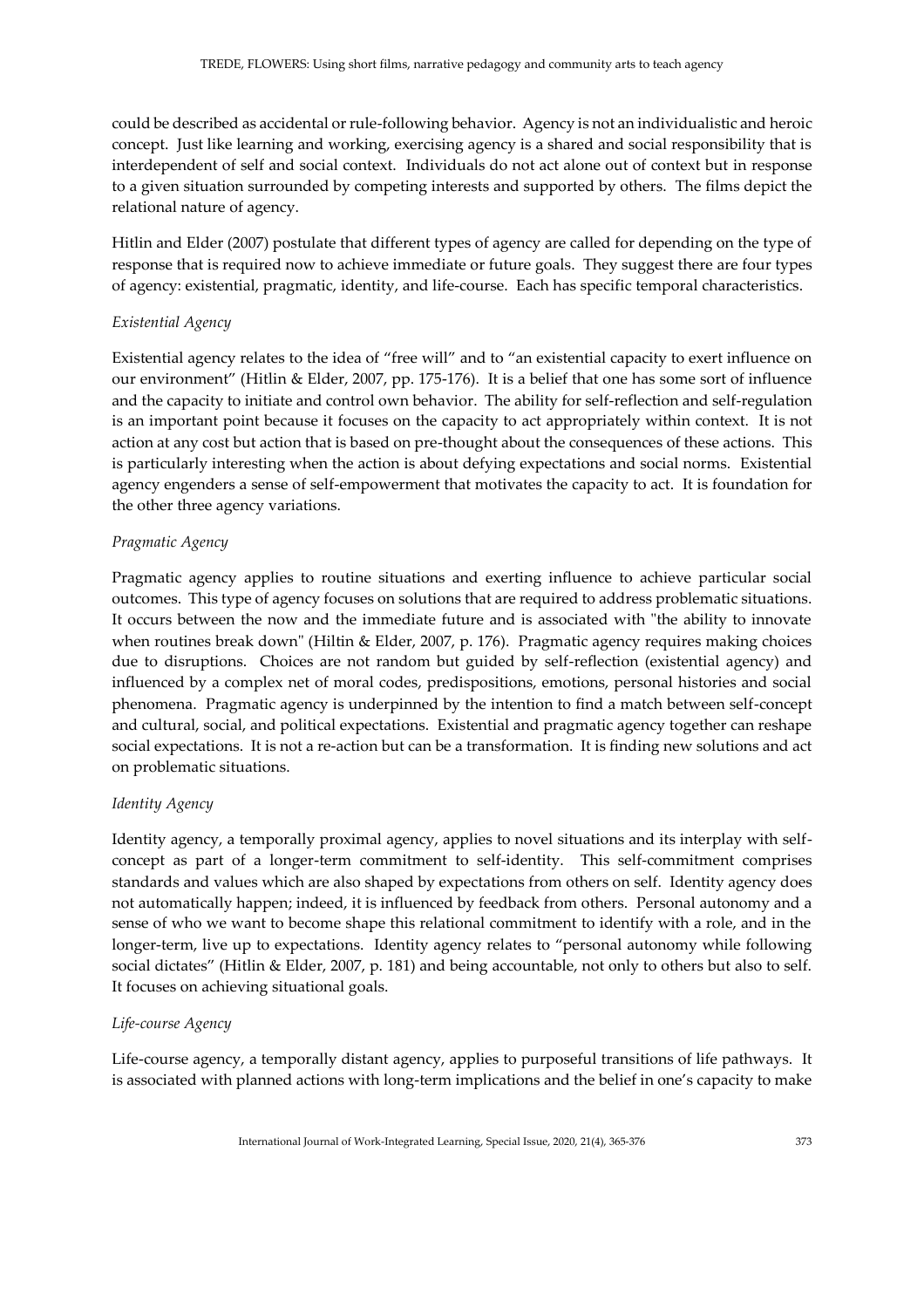could be described as accidental or rule-following behavior. Agency is not an individualistic and heroic concept. Just like learning and working, exercising agency is a shared and social responsibility that is interdependent of self and social context. Individuals do not act alone out of context but in response to a given situation surrounded by competing interests and supported by others. The films depict the relational nature of agency.

Hitlin and Elder (2007) postulate that different types of agency are called for depending on the type of response that is required now to achieve immediate or future goals. They suggest there are four types of agency: existential, pragmatic, identity, and life-course. Each has specific temporal characteristics.

*Existential Agency*

Existential agency relates to the idea of "free will" and to "an existential capacity to exert influence on our environment" (Hitlin & Elder, 2007, pp. 175-176). It is a belief that one has some sort of influence and the capacity to initiate and control own behavior. The ability for self-reflection and self-regulation is an important point because it focuses on the capacity to act appropriately within context. It is not action at any cost but action that is based on pre-thought about the consequences of these actions. This is particularly interesting when the action is about defying expectations and social norms. Existential agency engenders a sense of self-empowerment that motivates the capacity to act. It is foundation for the other three agency variations.

*Pragmatic Agency*

Pragmatic agency applies to routine situations and exerting influence to achieve particular social outcomes. This type of agency focuses on solutions that are required to address problematic situations. It occurs between the now and the immediate future and is associated with "the ability to innovate when routines break down" (Hiltin & Elder, 2007, p. 176). Pragmatic agency requires making choices due to disruptions. Choices are not random but guided by self-reflection (existential agency) and influenced by a complex net of moral codes, predispositions, emotions, personal histories and social phenomena. Pragmatic agency is underpinned by the intention to find a match between self-concept and cultural, social, and political expectations. Existential and pragmatic agency together can reshape social expectations. It is not a re-action but can be a transformation. It is finding new solutions and act on problematic situations.

*Identity Agency*

Identity agency, a temporally proximal agency, applies to novel situations and its interplay with self-concept as part of a longer-term commitment to self-identity. This self-commitment comprises standards and values which are also shaped by expectations from others on self. Identity agency does not automatically happen; indeed, it is influenced by feedback from others. Personal autonomy and a sense of who we want to become shape this relational commitment to identify with a role, and in the longer-term, live up to expectations. Identity agency relates to "personal autonomy while following social dictates" (Hitlin & Elder, 2007, p. 181) and being accountable, not only to others but also to self. It focuses on achieving situational goals.

*Life-course Agency*

Life-course agency, a temporally distant agency, applies to purposeful transitions of life pathways. It is associated with planned actions with long-term implications and the belief in one's capacity to make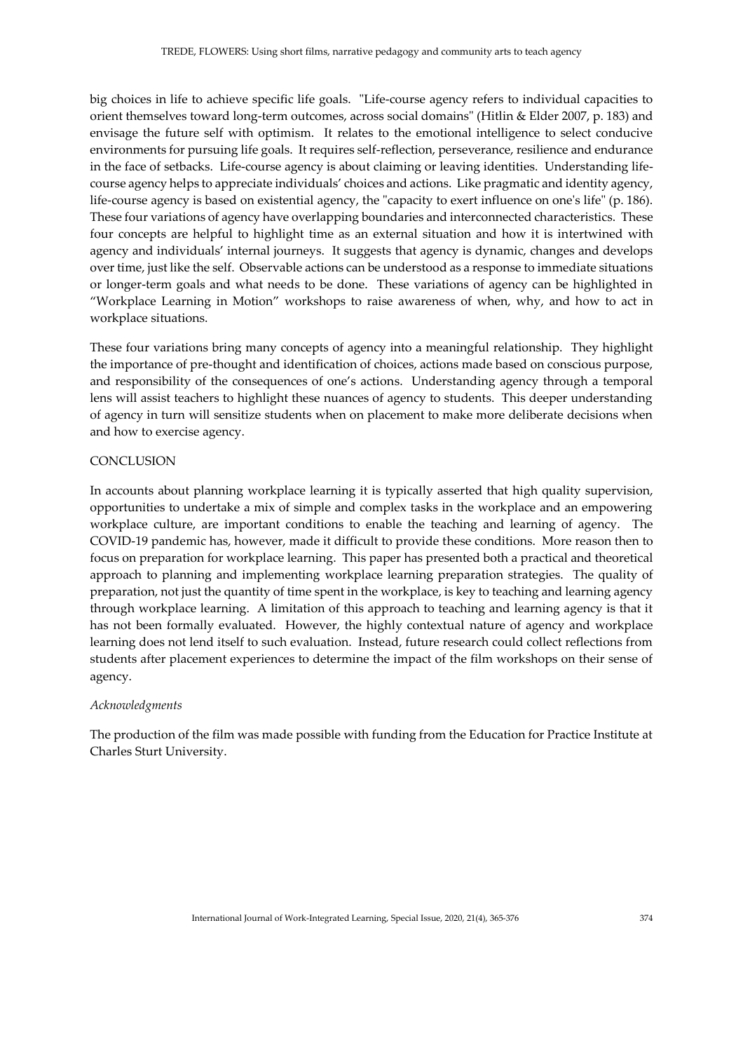big choices in life to achieve specific life goals. "Life-course agency refers to individual capacities to orient themselves toward long-term outcomes, across social domains" (Hitlin & Elder 2007, p. 183) and envisage the future self with optimism. It relates to the emotional intelligence to select conducive environments for pursuing life goals. It requires self-reflection, perseverance, resilience and endurance in the face of setbacks. Life-course agency is about claiming or leaving identities. Understanding life-course agency helps to appreciate individuals' choices and actions. Like pragmatic and identity agency, life-course agency is based on existential agency, the "capacity to exert influence on one's life" (p. 186). These four variations of agency have overlapping boundaries and interconnected characteristics. These four concepts are helpful to highlight time as an external situation and how it is intertwined with agency and individuals' internal journeys. It suggests that agency is dynamic, changes and develops over time, just like the self. Observable actions can be understood as a response to immediate situations or longer-term goals and what needs to be done. These variations of agency can be highlighted in "Workplace Learning in Motion" workshops to raise awareness of when, why, and how to act in workplace situations.

These four variations bring many concepts of agency into a meaningful relationship. They highlight the importance of pre-thought and identification of choices, actions made based on conscious purpose, and responsibility of the consequences of one's actions. Understanding agency through a temporal lens will assist teachers to highlight these nuances of agency to students. This deeper understanding of agency in turn will sensitize students when on placement to make more deliberate decisions when and how to exercise agency.

## CONCLUSION

In accounts about planning workplace learning it is typically asserted that high quality supervision, opportunities to undertake a mix of simple and complex tasks in the workplace and an empowering workplace culture, are important conditions to enable the teaching and learning of agency. The COVID-19 pandemic has, however, made it difficult to provide these conditions. More reason then to focus on preparation for workplace learning. This paper has presented both a practical and theoretical approach to planning and implementing workplace learning preparation strategies. The quality of preparation, not just the quantity of time spent in the workplace, is key to teaching and learning agency through workplace learning. A limitation of this approach to teaching and learning agency is that it has not been formally evaluated. However, the highly contextual nature of agency and workplace learning does not lend itself to such evaluation. Instead, future research could collect reflections from students after placement experiences to determine the impact of the film workshops on their sense of agency.

*Acknowledgments*

The production of the film was made possible with funding from the Education for Practice Institute at Charles Sturt University.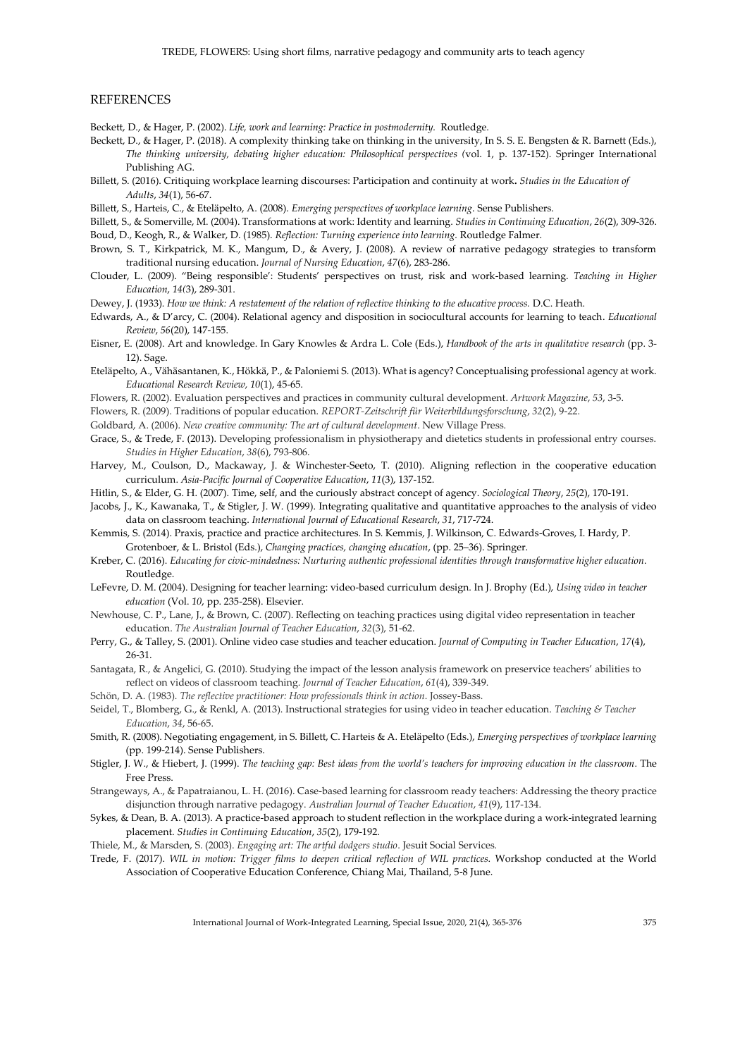# REFERENCES

Beckett, D., & Hager, P. (2002). *Life, work and learning: Practice in postmodernity.* Routledge.

Beckett, D., & Hager, P. (2018). A complexity thinking take on thinking in the university, In S. S. E. Bengsten & R. Barnett (Eds.), *The thinking university, debating higher education: Philosophical perspectives* (vol. 1, p. 137-152). Springer International Publishing AG.

Billett, S. (2016). Critiquing workplace learning discourses: Participation and continuity at work**.** *Studies in the Education of Adults*, *34*(1), 56-67.

Billett, S., Harteis, C., & Eteläpelto, A. (2008). *Emerging perspectives of workplace learning*. Sense Publishers.

Billett, S., & Somerville, M. (2004). Transformations at work: Identity and learning. *Studies in Continuing Education*, *26*(2), 309-326.

Boud, D., Keogh, R., & Walker, D. (1985). *Reflection: Turning experience into learning.* Routledge Falmer.

Brown, S. T., Kirkpatrick, M. K., Mangum, D., & Avery, J. (2008). A review of narrative pedagogy strategies to transform traditional nursing education. *Journal of Nursing Education*, *47*(6), 283-286.

Clouder, L. (2009). "Being responsible': Students' perspectives on trust, risk and work-based learning. *Teaching in Higher Education*, *14(*3), 289-301.

Dewey, J. (1933). *How we think: A restatement of the relation of reflective thinking to the educative process.* D.C. Heath.

Edwards, A., & D'arcy, C. (2004). Relational agency and disposition in sociocultural accounts for learning to teach. *Educational Review*, *56*(20), 147-155.

Eisner, E. (2008). Art and knowledge. In Gary Knowles & Ardra L. Cole (Eds.), *Handbook of the arts in qualitative research* (pp. 3-12). Sage.

Eteläpelto, A., Vähäsantanen, K., Hökkä, P., & Paloniemi S. (2013). What is agency? Conceptualising professional agency at work. *Educational Research Review, 10*(1), 45-65.

Flowers, R. (2002). Evaluation perspectives and practices in community cultural development. *Artwork Magazine*, *53*, 3-5.

Flowers, R. (2009). Traditions of popular education. *REPORT-Zeitschrift für Weiterbildungsforschung*, *32*(2), 9-22.

Goldbard, A. (2006). *New creative community: The art of cultural development*. New Village Press.

Grace, S., & Trede, F. (2013). Developing professionalism in physiotherapy and dietetics students in professional entry courses. *Studies in Higher Education*, *38*(6), 793-806.

Harvey, M., Coulson, D., Mackaway, J. & Winchester-Seeto, T. (2010). Aligning reflection in the cooperative education curriculum. *Asia-Pacific Journal of Cooperative Education*, *11*(3), 137-152.

Hitlin, S., & Elder, G. H. (2007). Time, self, and the curiously abstract concept of agency. *Sociological Theory*, *25*(2), 170-191.

Jacobs, J., K., Kawanaka, T., & Stigler, J. W. (1999). Integrating qualitative and quantitative approaches to the analysis of video data on classroom teaching. *International Journal of Educational Research*, *31*, 717-724.

Kemmis, S. (2014). Praxis, practice and practice architectures. In S. Kemmis, J. Wilkinson, C. Edwards-Groves, I. Hardy, P. Grotenboer, & L. Bristol (Eds.), *Changing practices, changing education*, (pp. 25–36). Springer.

Kreber, C. (2016). *Educating for civic-mindedness: Nurturing authentic professional identities through transformative higher education*. Routledge.

LeFevre, D. M. (2004). Designing for teacher learning: video-based curriculum design. In J. Brophy (Ed.), *Using video in teacher education* (Vol. *10*, pp. 235-258). Elsevier.

Newhouse, C. P., Lane, J., & Brown, C. (2007). Reflecting on teaching practices using digital video representation in teacher education. *The Australian Journal of Teacher Education*, *32*(3), 51-62.

Perry, G., & Talley, S. (2001). Online video case studies and teacher education. *Journal of Computing in Teacher Education*, *17*(4), 26-31.

Santagata, R., & Angelici, G. (2010). Studying the impact of the lesson analysis framework on preservice teachers' abilities to reflect on videos of classroom teaching. *Journal of Teacher Education*, *61*(4), 339-349.

Schön, D. A. (1983). *The reflective practitioner: How professionals think in action*. Jossey-Bass.

Seidel, T., Blomberg, G., & Renkl, A. (2013). Instructional strategies for using video in teacher education. *Teaching & Teacher Education*, *34*, 56-65.

Smith, R. (2008). Negotiating engagement, in S. Billett, C. Harteis & A. Eteläpelto (Eds.), *Emerging perspectives of workplace learning* (pp. 199-214). Sense Publishers.

Stigler, J. W., & Hiebert, J. (1999). *The teaching gap: Best ideas from the world's teachers for improving education in the classroom*. The Free Press.

Strangeways, A., & Papatraianou, L. H. (2016). Case-based learning for classroom ready teachers: Addressing the theory practice disjunction through narrative pedagogy. *Australian Journal of Teacher Education*, *41*(9), 117-134.

Sykes, & Dean, B. A. (2013). A practice-based approach to student reflection in the workplace during a work-integrated learning placement. *Studies in Continuing Education*, *35*(2), 179-192.

Thiele, M., & Marsden, S. (2003). *Engaging art: The artful dodgers studio*. Jesuit Social Services.

Trede, F. (2017). *WIL in motion: Trigger films to deepen critical reflection of WIL practices.* Workshop conducted at the World Association of Cooperative Education Conference, Chiang Mai, Thailand, 5-8 June.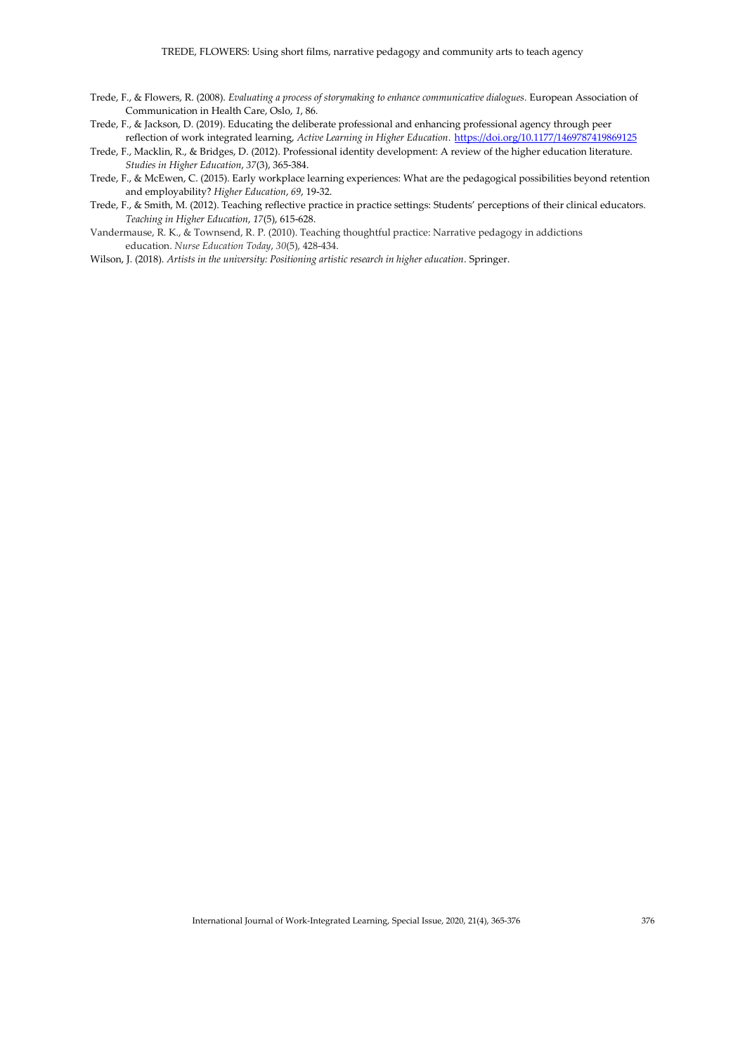Trede, F., & Flowers, R. (2008). *Evaluating a process of storymaking to enhance communicative dialogues*. European Association of Communication in Health Care, Oslo, *1*, 86.

Trede, F., & Jackson, D. (2019). Educating the deliberate professional and enhancing professional agency through peer reflection of work integrated learning, *Active Learning in Higher Education*. https://doi.org/10.1177/1469787419869125

Trede, F., Macklin, R., & Bridges, D. (2012). Professional identity development: A review of the higher education literature. *Studies in Higher Education*, *37*(3), 365-384.

Trede, F., & McEwen, C. (2015). Early workplace learning experiences: What are the pedagogical possibilities beyond retention and employability? *Higher Education*, *69*, 19-32.

Trede, F., & Smith, M. (2012). Teaching reflective practice in practice settings: Students' perceptions of their clinical educators. *Teaching in Higher Education*, *17*(5), 615-628.

Vandermause, R. K., & Townsend, R. P. (2010). Teaching thoughtful practice: Narrative pedagogy in addictions education. *Nurse Education Today*, *30*(5), 428-434.

Wilson, J. (2018). *Artists in the university: Positioning artistic research in higher education*. Springer.